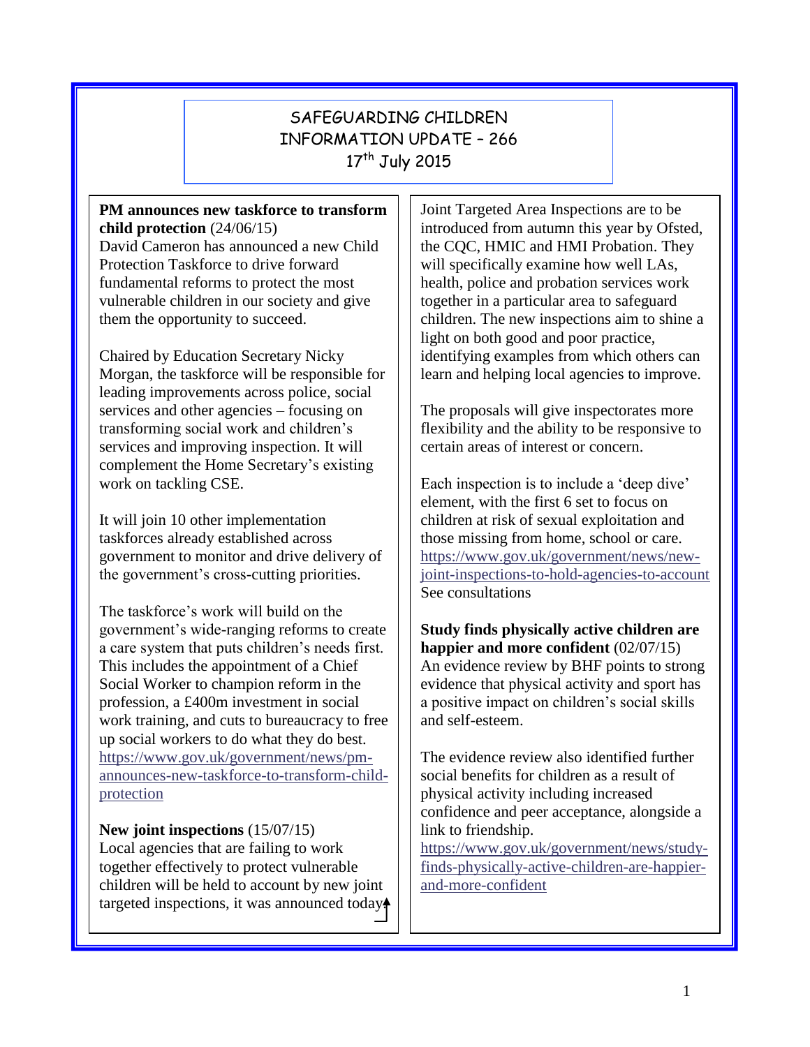# SAFEGUARDING CHILDREN INFORMATION UPDATE – 266

17th July 2015

**PM announces new taskforce to transform child protection** (24/06/15)
David Cameron has announced a new Child Protection Taskforce to drive forward fundamental reforms to protect the most vulnerable children in our society and give them the opportunity to succeed.

Chaired by Education Secretary Nicky Morgan, the taskforce will be responsible for leading improvements across police, social services and other agencies – focusing on transforming social work and children's services and improving inspection. It will complement the Home Secretary's existing work on tackling CSE.

It will join 10 other implementation taskforces already established across government to monitor and drive delivery of the government's cross-cutting priorities.

The taskforce's work will build on the government's wide-ranging reforms to create a care system that puts children's needs first. This includes the appointment of a Chief Social Worker to champion reform in the profession, a £400m investment in social work training, and cuts to bureaucracy to free up social workers to do what they do best.
https://www.gov.uk/government/news/pm-announces-new-taskforce-to-transform-child-protection

**New joint inspections** (15/07/15)
Local agencies that are failing to work together effectively to protect vulnerable children will be held to account by new joint targeted inspections, it was announced today.

Joint Targeted Area Inspections are to be introduced from autumn this year by Ofsted, the CQC, HMIC and HMI Probation. They will specifically examine how well LAs, health, police and probation services work together in a particular area to safeguard children. The new inspections aim to shine a light on both good and poor practice, identifying examples from which others can learn and helping local agencies to improve.

The proposals will give inspectorates more flexibility and the ability to be responsive to certain areas of interest or concern.

Each inspection is to include a 'deep dive' element, with the first 6 set to focus on children at risk of sexual exploitation and those missing from home, school or care.
https://www.gov.uk/government/news/new-joint-inspections-to-hold-agencies-to-account
See consultations

**Study finds physically active children are happier and more confident** (02/07/15)
An evidence review by BHF points to strong evidence that physical activity and sport has a positive impact on children's social skills and self-esteem.

The evidence review also identified further social benefits for children as a result of physical activity including increased confidence and peer acceptance, alongside a link to friendship.
https://www.gov.uk/government/news/study-finds-physically-active-children-are-happier-and-more-confident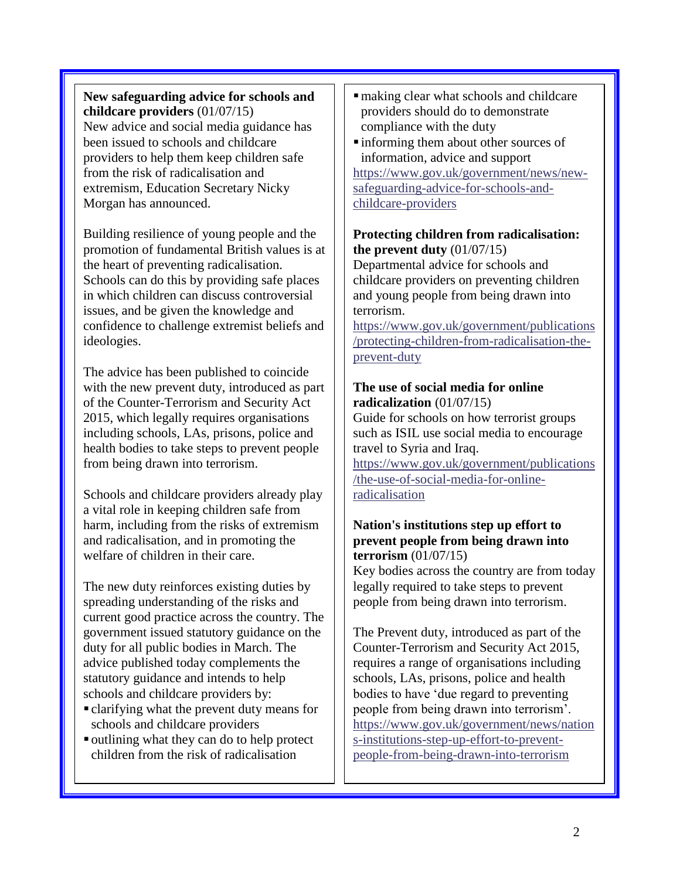**New safeguarding advice for schools and childcare providers** (01/07/15)

New advice and social media guidance has been issued to schools and childcare providers to help them keep children safe from the risk of radicalisation and extremism, Education Secretary Nicky Morgan has announced.

Building resilience of young people and the promotion of fundamental British values is at the heart of preventing radicalisation. Schools can do this by providing safe places in which children can discuss controversial issues, and be given the knowledge and confidence to challenge extremist beliefs and ideologies.

The advice has been published to coincide with the new prevent duty, introduced as part of the Counter-Terrorism and Security Act 2015, which legally requires organisations including schools, LAs, prisons, police and health bodies to take steps to prevent people from being drawn into terrorism.

Schools and childcare providers already play a vital role in keeping children safe from harm, including from the risks of extremism and radicalisation, and in promoting the welfare of children in their care.

The new duty reinforces existing duties by spreading understanding of the risks and current good practice across the country. The government issued statutory guidance on the duty for all public bodies in March. The advice published today complements the statutory guidance and intends to help schools and childcare providers by:

- clarifying what the prevent duty means for schools and childcare providers
- outlining what they can do to help protect children from the risk of radicalisation
- making clear what schools and childcare providers should do to demonstrate compliance with the duty
- informing them about other sources of information, advice and support

https://www.gov.uk/government/news/new-safeguarding-advice-for-schools-and-childcare-providers

**Protecting children from radicalisation: the prevent duty** (01/07/15)

Departmental advice for schools and childcare providers on preventing children and young people from being drawn into terrorism.

https://www.gov.uk/government/publications/protecting-children-from-radicalisation-the-prevent-duty

**The use of social media for online radicalization** (01/07/15)

Guide for schools on how terrorist groups such as ISIL use social media to encourage travel to Syria and Iraq.

https://www.gov.uk/government/publications/the-use-of-social-media-for-online-radicalisation

**Nation's institutions step up effort to prevent people from being drawn into terrorism** (01/07/15)

Key bodies across the country are from today legally required to take steps to prevent people from being drawn into terrorism.

The Prevent duty, introduced as part of the Counter-Terrorism and Security Act 2015, requires a range of organisations including schools, LAs, prisons, police and health bodies to have 'due regard to preventing people from being drawn into terrorism'.

https://www.gov.uk/government/news/nations-institutions-step-up-effort-to-prevent-people-from-being-drawn-into-terrorism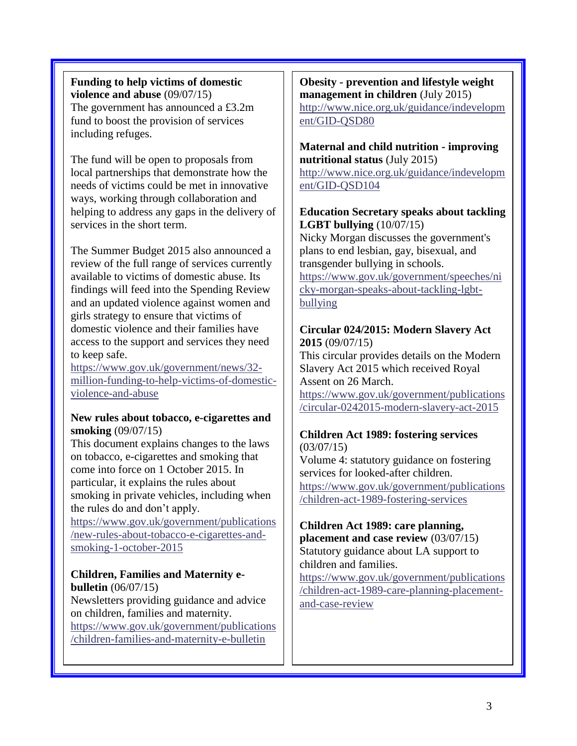**Funding to help victims of domestic violence and abuse** (09/07/15)
The government has announced a £3.2m fund to boost the provision of services including refuges.

The fund will be open to proposals from local partnerships that demonstrate how the needs of victims could be met in innovative ways, working through collaboration and helping to address any gaps in the delivery of services in the short term.

The Summer Budget 2015 also announced a review of the full range of services currently available to victims of domestic abuse. Its findings will feed into the Spending Review and an updated violence against women and girls strategy to ensure that victims of domestic violence and their families have access to the support and services they need to keep safe.
https://www.gov.uk/government/news/32-million-funding-to-help-victims-of-domestic-violence-and-abuse

**New rules about tobacco, e-cigarettes and smoking** (09/07/15)
This document explains changes to the laws on tobacco, e-cigarettes and smoking that come into force on 1 October 2015. In particular, it explains the rules about smoking in private vehicles, including when the rules do and don't apply.
https://www.gov.uk/government/publications/new-rules-about-tobacco-e-cigarettes-and-smoking-1-october-2015

**Children, Families and Maternity e-bulletin** (06/07/15)
Newsletters providing guidance and advice on children, families and maternity.
https://www.gov.uk/government/publications/children-families-and-maternity-e-bulletin

**Obesity - prevention and lifestyle weight management in children** (July 2015)
http://www.nice.org.uk/guidance/indevelopment/GID-QSD80

**Maternal and child nutrition - improving nutritional status** (July 2015)
http://www.nice.org.uk/guidance/indevelopment/GID-QSD104

**Education Secretary speaks about tackling LGBT bullying** (10/07/15)
Nicky Morgan discusses the government's plans to end lesbian, gay, bisexual, and transgender bullying in schools.
https://www.gov.uk/government/speeches/nicky-morgan-speaks-about-tackling-lgbt-bullying

**Circular 024/2015: Modern Slavery Act 2015** (09/07/15)
This circular provides details on the Modern Slavery Act 2015 which received Royal Assent on 26 March.
https://www.gov.uk/government/publications/circular-0242015-modern-slavery-act-2015

**Children Act 1989: fostering services** (03/07/15)
Volume 4: statutory guidance on fostering services for looked-after children.
https://www.gov.uk/government/publications/children-act-1989-fostering-services

**Children Act 1989: care planning, placement and case review** (03/07/15)
Statutory guidance about LA support to children and families.
https://www.gov.uk/government/publications/children-act-1989-care-planning-placement-and-case-review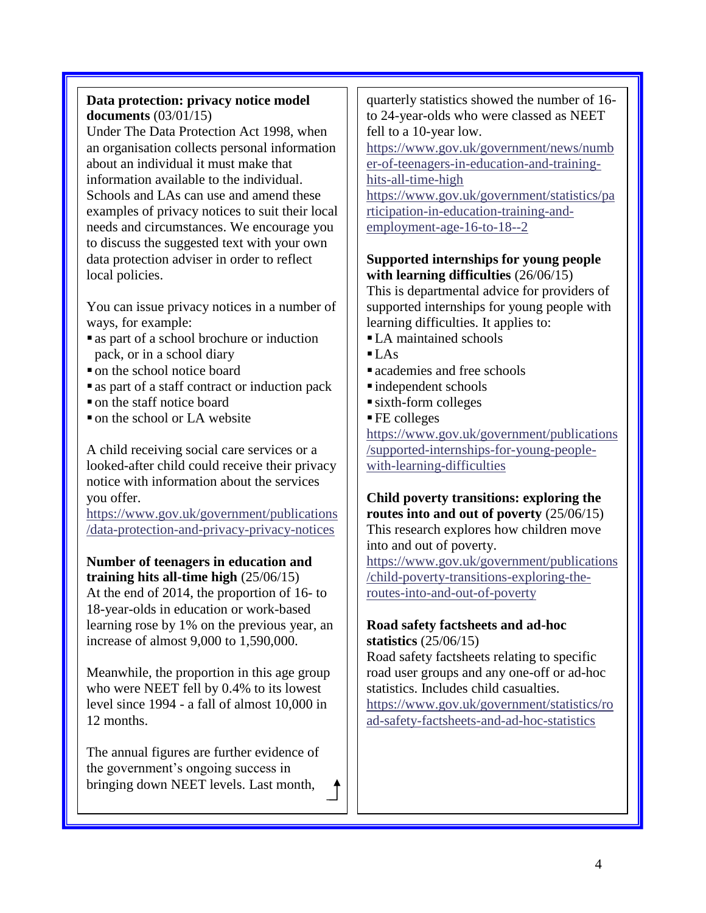**Data protection: privacy notice model documents** (03/01/15)
Under The Data Protection Act 1998, when an organisation collects personal information about an individual it must make that information available to the individual. Schools and LAs can use and amend these examples of privacy notices to suit their local needs and circumstances. We encourage you to discuss the suggested text with your own data protection adviser in order to reflect local policies.

You can issue privacy notices in a number of ways, for example:

- as part of a school brochure or induction pack, or in a school diary
- on the school notice board
- as part of a staff contract or induction pack
- on the staff notice board
- on the school or LA website

A child receiving social care services or a looked-after child could receive their privacy notice with information about the services you offer.
https://www.gov.uk/government/publications/data-protection-and-privacy-privacy-notices

**Number of teenagers in education and training hits all-time high** (25/06/15)
At the end of 2014, the proportion of 16- to 18-year-olds in education or work-based learning rose by 1% on the previous year, an increase of almost 9,000 to 1,590,000.

Meanwhile, the proportion in this age group who were NEET fell by 0.4% to its lowest level since 1994 - a fall of almost 10,000 in 12 months.

The annual figures are further evidence of the government's ongoing success in bringing down NEET levels. Last month, quarterly statistics showed the number of 16- to 24-year-olds who were classed as NEET fell to a 10-year low.
https://www.gov.uk/government/news/number-of-teenagers-in-education-and-training-hits-all-time-high
https://www.gov.uk/government/statistics/participation-in-education-training-and-employment-age-16-to-18--2

**Supported internships for young people with learning difficulties** (26/06/15)
This is departmental advice for providers of supported internships for young people with learning difficulties. It applies to:

- LA maintained schools
- LAs
- academies and free schools
- independent schools
- sixth-form colleges
- FE colleges

https://www.gov.uk/government/publications/supported-internships-for-young-people-with-learning-difficulties

**Child poverty transitions: exploring the routes into and out of poverty** (25/06/15)
This research explores how children move into and out of poverty.
https://www.gov.uk/government/publications/child-poverty-transitions-exploring-the-routes-into-and-out-of-poverty

**Road safety factsheets and ad-hoc statistics** (25/06/15)
Road safety factsheets relating to specific road user groups and any one-off or ad-hoc statistics. Includes child casualties.
https://www.gov.uk/government/statistics/road-safety-factsheets-and-ad-hoc-statistics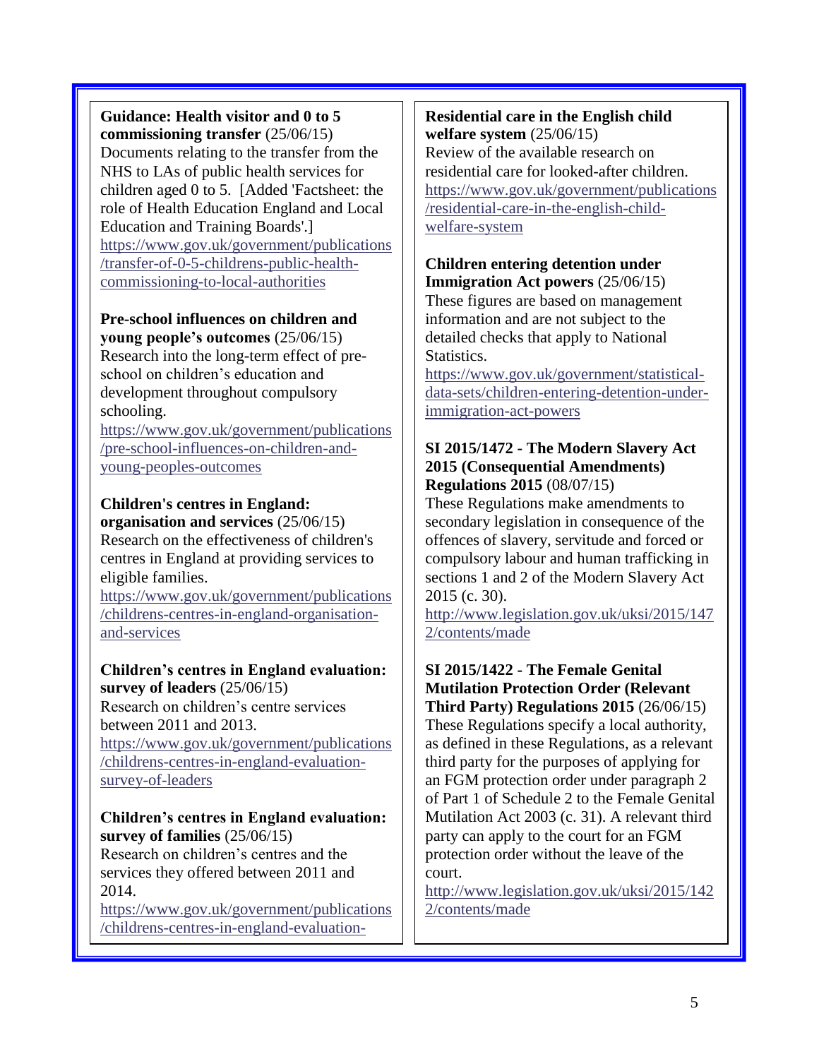**Guidance: Health visitor and 0 to 5 commissioning transfer** (25/06/15)
Documents relating to the transfer from the NHS to LAs of public health services for children aged 0 to 5. [Added 'Factsheet: the role of Health Education England and Local Education and Training Boards'.]
https://www.gov.uk/government/publications/transfer-of-0-5-childrens-public-health-commissioning-to-local-authorities

**Pre-school influences on children and young people's outcomes** (25/06/15)
Research into the long-term effect of pre-school on children's education and development throughout compulsory schooling.
https://www.gov.uk/government/publications/pre-school-influences-on-children-and-young-peoples-outcomes

**Children's centres in England: organisation and services** (25/06/15)
Research on the effectiveness of children's centres in England at providing services to eligible families.
https://www.gov.uk/government/publications/childrens-centres-in-england-organisation-and-services

**Children's centres in England evaluation: survey of leaders** (25/06/15)
Research on children's centre services between 2011 and 2013.
https://www.gov.uk/government/publications/childrens-centres-in-england-evaluation-survey-of-leaders

**Children's centres in England evaluation: survey of families** (25/06/15)
Research on children's centres and the services they offered between 2011 and 2014.
https://www.gov.uk/government/publications/childrens-centres-in-england-evaluation-

**Residential care in the English child welfare system** (25/06/15)
Review of the available research on residential care for looked-after children.
https://www.gov.uk/government/publications/residential-care-in-the-english-child-welfare-system

**Children entering detention under Immigration Act powers** (25/06/15)
These figures are based on management information and are not subject to the detailed checks that apply to National Statistics.
https://www.gov.uk/government/statistical-data-sets/children-entering-detention-under-immigration-act-powers

**SI 2015/1472 - The Modern Slavery Act 2015 (Consequential Amendments) Regulations 2015** (08/07/15)
These Regulations make amendments to secondary legislation in consequence of the offences of slavery, servitude and forced or compulsory labour and human trafficking in sections 1 and 2 of the Modern Slavery Act 2015 (c. 30).
http://www.legislation.gov.uk/uksi/2015/1472/contents/made

**SI 2015/1422 - The Female Genital Mutilation Protection Order (Relevant Third Party) Regulations 2015** (26/06/15)
These Regulations specify a local authority, as defined in these Regulations, as a relevant third party for the purposes of applying for an FGM protection order under paragraph 2 of Part 1 of Schedule 2 to the Female Genital Mutilation Act 2003 (c. 31). A relevant third party can apply to the court for an FGM protection order without the leave of the court.
http://www.legislation.gov.uk/uksi/2015/1422/contents/made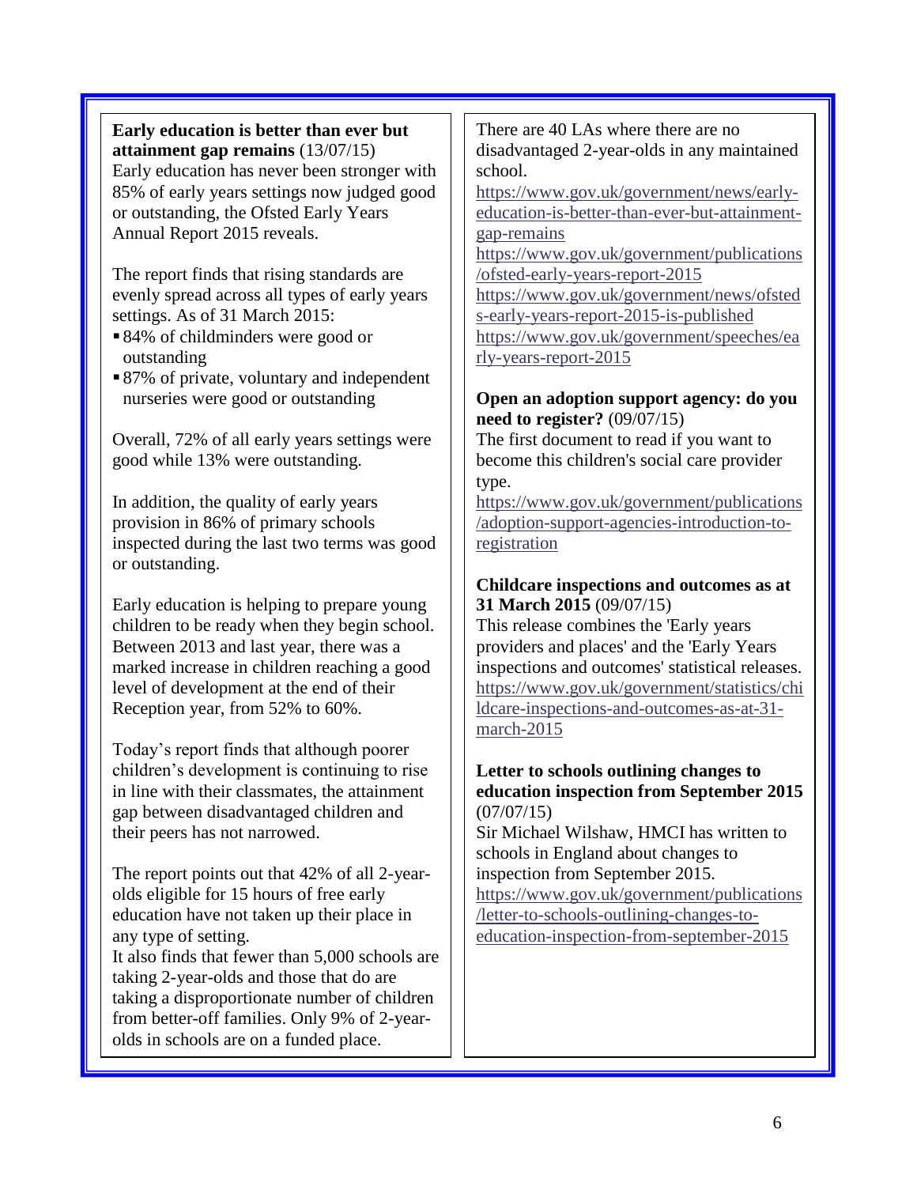**Early education is better than ever but attainment gap remains** (13/07/15)
Early education has never been stronger with 85% of early years settings now judged good or outstanding, the Ofsted Early Years Annual Report 2015 reveals.

The report finds that rising standards are evenly spread across all types of early years settings. As of 31 March 2015:

- 84% of childminders were good or outstanding
- 87% of private, voluntary and independent nurseries were good or outstanding

Overall, 72% of all early years settings were good while 13% were outstanding.

In addition, the quality of early years provision in 86% of primary schools inspected during the last two terms was good or outstanding.

Early education is helping to prepare young children to be ready when they begin school. Between 2013 and last year, there was a marked increase in children reaching a good level of development at the end of their Reception year, from 52% to 60%.

Today's report finds that although poorer children's development is continuing to rise in line with their classmates, the attainment gap between disadvantaged children and their peers has not narrowed.

The report points out that 42% of all 2-year-olds eligible for 15 hours of free early education have not taken up their place in any type of setting.
It also finds that fewer than 5,000 schools are taking 2-year-olds and those that do are taking a disproportionate number of children from better-off families. Only 9% of 2-year-olds in schools are on a funded place.

There are 40 LAs where there are no disadvantaged 2-year-olds in any maintained school.
https://www.gov.uk/government/news/early-education-is-better-than-ever-but-attainment-gap-remains
https://www.gov.uk/government/publications/ofsted-early-years-report-2015
https://www.gov.uk/government/news/ofsteds-early-years-report-2015-is-published
https://www.gov.uk/government/speeches/early-years-report-2015

**Open an adoption support agency: do you need to register?** (09/07/15)
The first document to read if you want to become this children's social care provider type.
https://www.gov.uk/government/publications/adoption-support-agencies-introduction-to-registration

**Childcare inspections and outcomes as at 31 March 2015** (09/07/15)
This release combines the 'Early years providers and places' and the 'Early Years inspections and outcomes' statistical releases.
https://www.gov.uk/government/statistics/childcare-inspections-and-outcomes-as-at-31-march-2015

**Letter to schools outlining changes to education inspection from September 2015** (07/07/15)
Sir Michael Wilshaw, HMCI has written to schools in England about changes to inspection from September 2015.
https://www.gov.uk/government/publications/letter-to-schools-outlining-changes-to-education-inspection-from-september-2015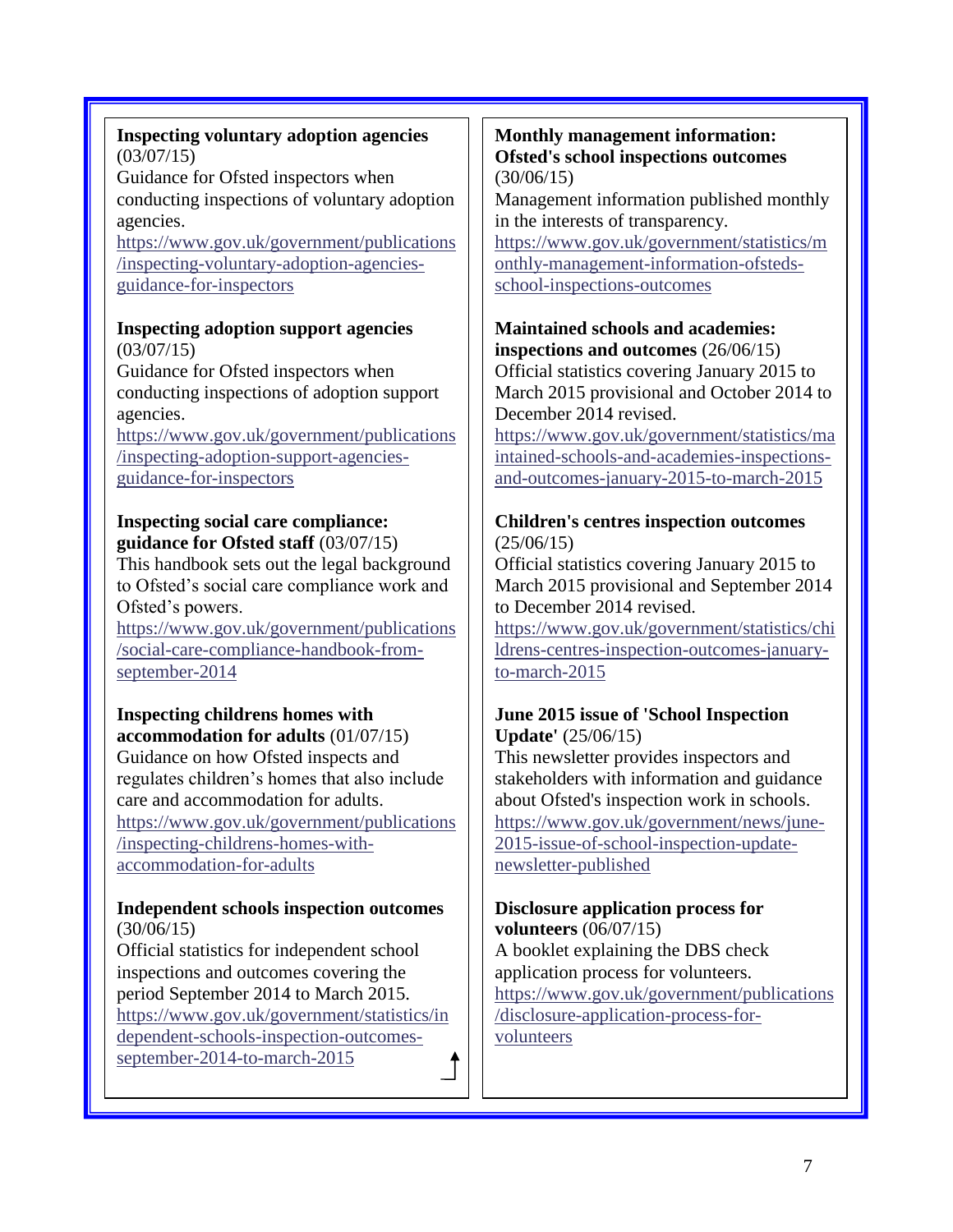**Inspecting voluntary adoption agencies** (03/07/15)
Guidance for Ofsted inspectors when conducting inspections of voluntary adoption agencies.
https://www.gov.uk/government/publications/inspecting-voluntary-adoption-agencies-guidance-for-inspectors

**Inspecting adoption support agencies** (03/07/15)
Guidance for Ofsted inspectors when conducting inspections of adoption support agencies.
https://www.gov.uk/government/publications/inspecting-adoption-support-agencies-guidance-for-inspectors

**Inspecting social care compliance: guidance for Ofsted staff** (03/07/15)
This handbook sets out the legal background to Ofsted's social care compliance work and Ofsted's powers.
https://www.gov.uk/government/publications/social-care-compliance-handbook-from-september-2014

**Inspecting childrens homes with accommodation for adults** (01/07/15)
Guidance on how Ofsted inspects and regulates children's homes that also include care and accommodation for adults.
https://www.gov.uk/government/publications/inspecting-childrens-homes-with-accommodation-for-adults

**Independent schools inspection outcomes** (30/06/15)
Official statistics for independent school inspections and outcomes covering the period September 2014 to March 2015.
https://www.gov.uk/government/statistics/independent-schools-inspection-outcomes-september-2014-to-march-2015

**Monthly management information: Ofsted's school inspections outcomes** (30/06/15)
Management information published monthly in the interests of transparency.
https://www.gov.uk/government/statistics/monthly-management-information-ofsteds-school-inspections-outcomes

**Maintained schools and academies: inspections and outcomes** (26/06/15)
Official statistics covering January 2015 to March 2015 provisional and October 2014 to December 2014 revised.
https://www.gov.uk/government/statistics/maintained-schools-and-academies-inspections-and-outcomes-january-2015-to-march-2015

**Children's centres inspection outcomes** (25/06/15)
Official statistics covering January 2015 to March 2015 provisional and September 2014 to December 2014 revised.
https://www.gov.uk/government/statistics/childrens-centres-inspection-outcomes-january-to-march-2015

**June 2015 issue of 'School Inspection Update'** (25/06/15)
This newsletter provides inspectors and stakeholders with information and guidance about Ofsted's inspection work in schools.
https://www.gov.uk/government/news/june-2015-issue-of-school-inspection-update-newsletter-published

**Disclosure application process for volunteers** (06/07/15)
A booklet explaining the DBS check application process for volunteers.
https://www.gov.uk/government/publications/disclosure-application-process-for-volunteers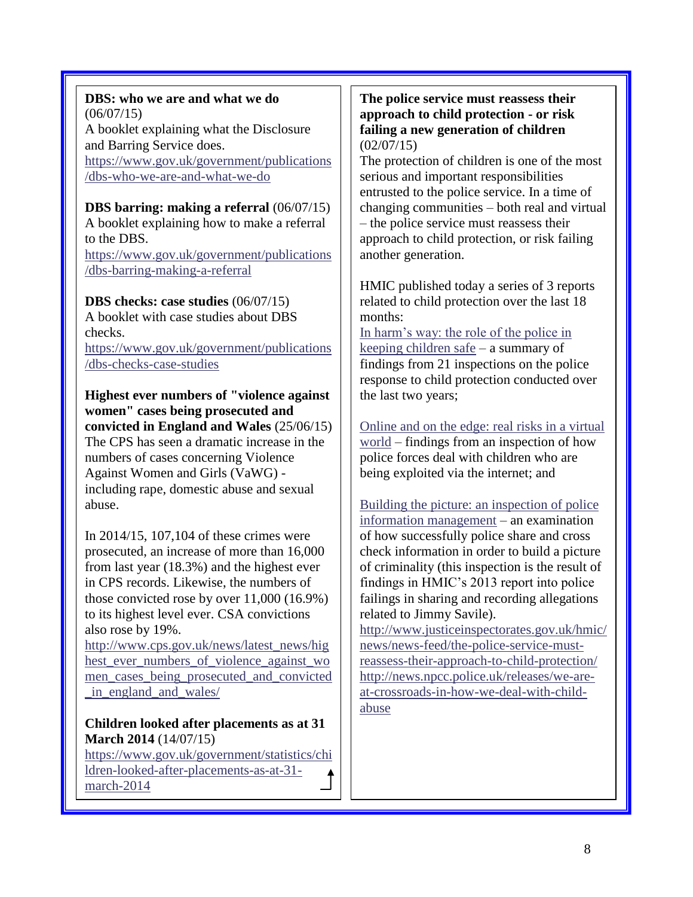**DBS: who we are and what we do** (06/07/15)
A booklet explaining what the Disclosure and Barring Service does.
https://www.gov.uk/government/publications/dbs-who-we-are-and-what-we-do

**DBS barring: making a referral** (06/07/15)
A booklet explaining how to make a referral to the DBS.
https://www.gov.uk/government/publications/dbs-barring-making-a-referral

**DBS checks: case studies** (06/07/15)
A booklet with case studies about DBS checks.
https://www.gov.uk/government/publications/dbs-checks-case-studies

**Highest ever numbers of "violence against women" cases being prosecuted and convicted in England and Wales** (25/06/15)
The CPS has seen a dramatic increase in the numbers of cases concerning Violence Against Women and Girls (VaWG) - including rape, domestic abuse and sexual abuse.

In 2014/15, 107,104 of these crimes were prosecuted, an increase of more than 16,000 from last year (18.3%) and the highest ever in CPS records. Likewise, the numbers of those convicted rose by over 11,000 (16.9%) to its highest level ever. CSA convictions also rose by 19%.
http://www.cps.gov.uk/news/latest_news/highest_ever_numbers_of_violence_against_women_cases_being_prosecuted_and_convicted_in_england_and_wales/

**Children looked after placements as at 31 March 2014** (14/07/15)
https://www.gov.uk/government/statistics/children-looked-after-placements-as-at-31-march-2014

**The police service must reassess their approach to child protection - or risk failing a new generation of children** (02/07/15)
The protection of children is one of the most serious and important responsibilities entrusted to the police service. In a time of changing communities – both real and virtual – the police service must reassess their approach to child protection, or risk failing another generation.

HMIC published today a series of 3 reports related to child protection over the last 18 months:
In harm's way: the role of the police in keeping children safe – a summary of findings from 21 inspections on the police response to child protection conducted over the last two years;

Online and on the edge: real risks in a virtual world – findings from an inspection of how police forces deal with children who are being exploited via the internet; and

Building the picture: an inspection of police information management – an examination of how successfully police share and cross check information in order to build a picture of criminality (this inspection is the result of findings in HMIC's 2013 report into police failings in sharing and recording allegations related to Jimmy Savile).
http://www.justiceinspectorates.gov.uk/hmic/news/news-feed/the-police-service-must-reassess-their-approach-to-child-protection/
http://news.npcc.police.uk/releases/we-are-at-crossroads-in-how-we-deal-with-child-abuse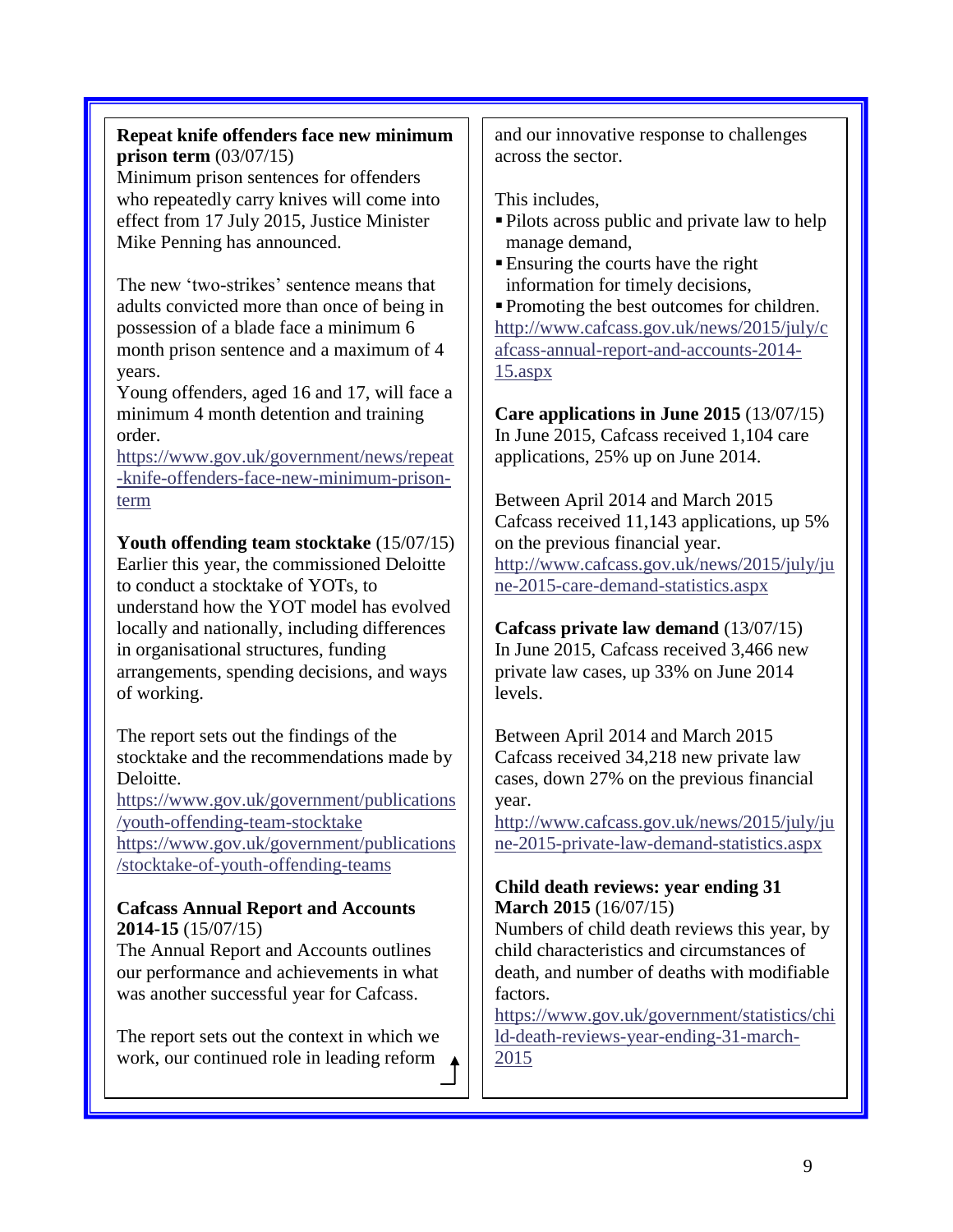**Repeat knife offenders face new minimum prison term** (03/07/15)
Minimum prison sentences for offenders who repeatedly carry knives will come into effect from 17 July 2015, Justice Minister Mike Penning has announced.

The new 'two-strikes' sentence means that adults convicted more than once of being in possession of a blade face a minimum 6 month prison sentence and a maximum of 4 years.
Young offenders, aged 16 and 17, will face a minimum 4 month detention and training order.
https://www.gov.uk/government/news/repeat-knife-offenders-face-new-minimum-prison-term

**Youth offending team stocktake** (15/07/15)
Earlier this year, the commissioned Deloitte to conduct a stocktake of YOTs, to understand how the YOT model has evolved locally and nationally, including differences in organisational structures, funding arrangements, spending decisions, and ways of working.

The report sets out the findings of the stocktake and the recommendations made by Deloitte.
https://www.gov.uk/government/publications/youth-offending-team-stocktake
https://www.gov.uk/government/publications/stocktake-of-youth-offending-teams

**Cafcass Annual Report and Accounts 2014-15** (15/07/15)
The Annual Report and Accounts outlines our performance and achievements in what was another successful year for Cafcass.

The report sets out the context in which we work, our continued role in leading reform and our innovative response to challenges across the sector.

This includes,

- Pilots across public and private law to help manage demand,
- Ensuring the courts have the right information for timely decisions,
- Promoting the best outcomes for children.

http://www.cafcass.gov.uk/news/2015/july/cafcass-annual-report-and-accounts-2014-15.aspx

**Care applications in June 2015** (13/07/15)
In June 2015, Cafcass received 1,104 care applications, 25% up on June 2014.

Between April 2014 and March 2015 Cafcass received 11,143 applications, up 5% on the previous financial year.
http://www.cafcass.gov.uk/news/2015/july/june-2015-care-demand-statistics.aspx

**Cafcass private law demand** (13/07/15)
In June 2015, Cafcass received 3,466 new private law cases, up 33% on June 2014 levels.

Between April 2014 and March 2015 Cafcass received 34,218 new private law cases, down 27% on the previous financial year.
http://www.cafcass.gov.uk/news/2015/july/june-2015-private-law-demand-statistics.aspx

**Child death reviews: year ending 31 March 2015** (16/07/15)
Numbers of child death reviews this year, by child characteristics and circumstances of death, and number of deaths with modifiable factors.
https://www.gov.uk/government/statistics/child-death-reviews-year-ending-31-march-2015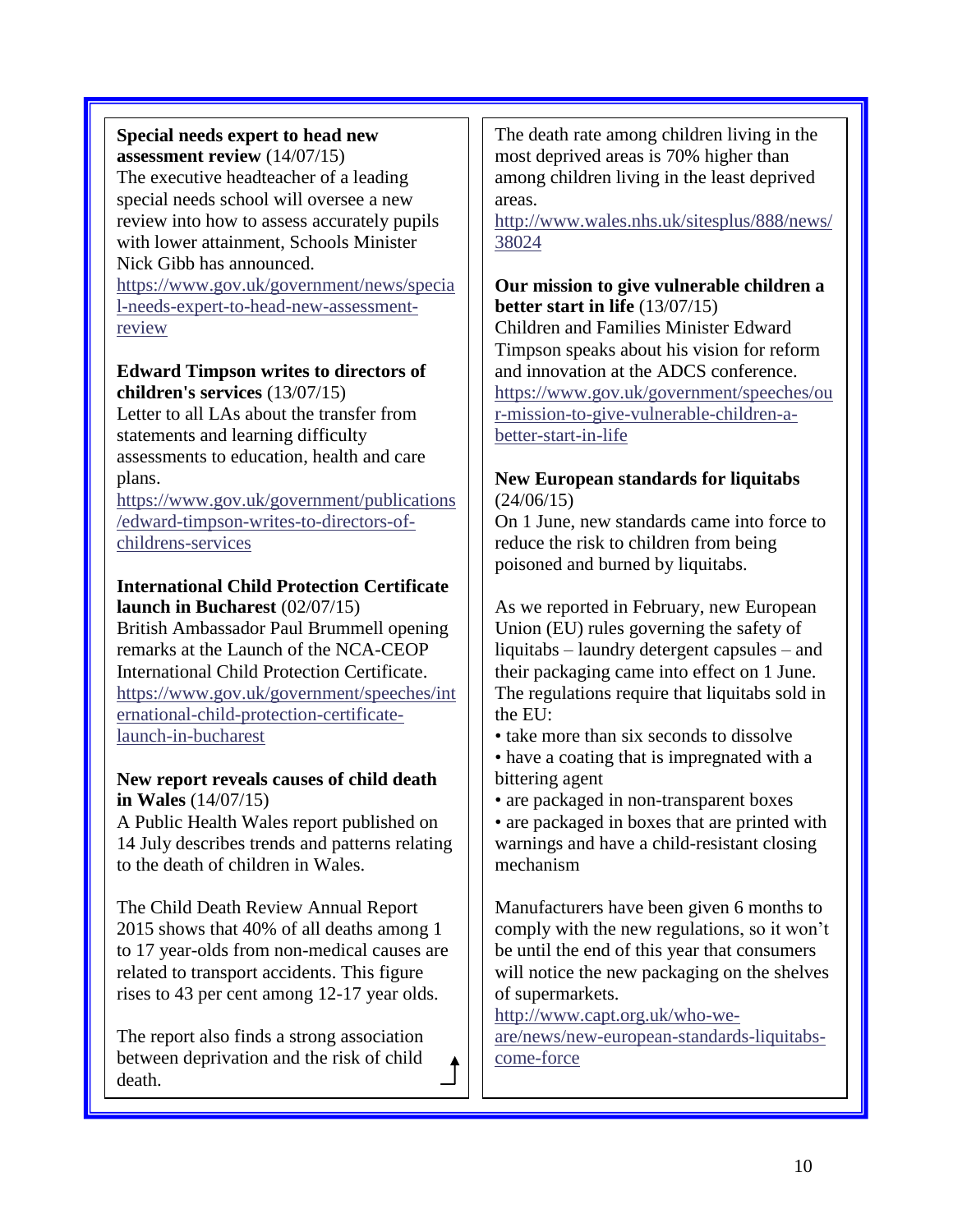**Special needs expert to head new assessment review** (14/07/15)
The executive headteacher of a leading special needs school will oversee a new review into how to assess accurately pupils with lower attainment, Schools Minister Nick Gibb has announced.
https://www.gov.uk/government/news/special-needs-expert-to-head-new-assessment-review

**Edward Timpson writes to directors of children's services** (13/07/15)
Letter to all LAs about the transfer from statements and learning difficulty assessments to education, health and care plans.
https://www.gov.uk/government/publications/edward-timpson-writes-to-directors-of-childrens-services

**International Child Protection Certificate launch in Bucharest** (02/07/15)
British Ambassador Paul Brummell opening remarks at the Launch of the NCA-CEOP International Child Protection Certificate.
https://www.gov.uk/government/speeches/international-child-protection-certificate-launch-in-bucharest

**New report reveals causes of child death in Wales** (14/07/15)
A Public Health Wales report published on 14 July describes trends and patterns relating to the death of children in Wales.

The Child Death Review Annual Report 2015 shows that 40% of all deaths among 1 to 17 year-olds from non-medical causes are related to transport accidents. This figure rises to 43 per cent among 12-17 year olds.

The report also finds a strong association between deprivation and the risk of child death.

The death rate among children living in the most deprived areas is 70% higher than among children living in the least deprived areas.
http://www.wales.nhs.uk/sitesplus/888/news/38024

**Our mission to give vulnerable children a better start in life** (13/07/15)
Children and Families Minister Edward Timpson speaks about his vision for reform and innovation at the ADCS conference.
https://www.gov.uk/government/speeches/our-mission-to-give-vulnerable-children-a-better-start-in-life

**New European standards for liquitabs** (24/06/15)
On 1 June, new standards came into force to reduce the risk to children from being poisoned and burned by liquitabs.

As we reported in February, new European Union (EU) rules governing the safety of liquitabs – laundry detergent capsules – and their packaging came into effect on 1 June. The regulations require that liquitabs sold in the EU:

- take more than six seconds to dissolve
- have a coating that is impregnated with a bittering agent
- are packaged in non-transparent boxes
- are packaged in boxes that are printed with warnings and have a child-resistant closing mechanism

Manufacturers have been given 6 months to comply with the new regulations, so it won't be until the end of this year that consumers will notice the new packaging on the shelves of supermarkets.
http://www.capt.org.uk/who-we-are/news/new-european-standards-liquitabs-come-force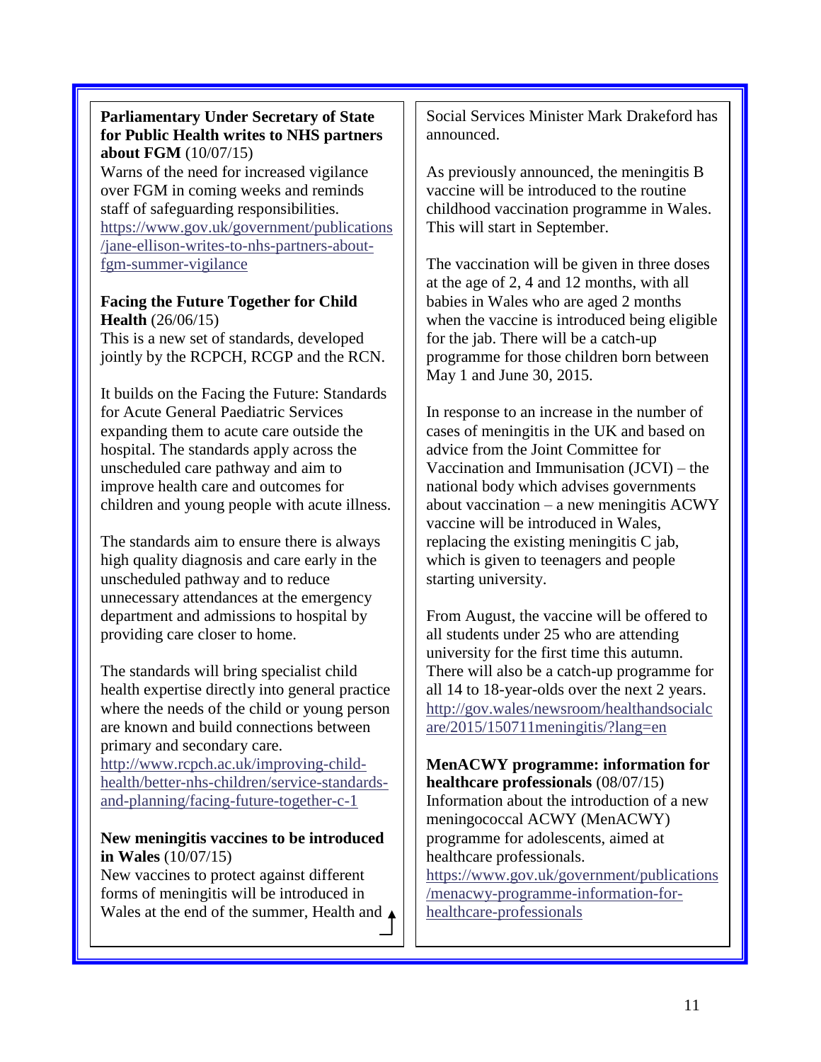**Parliamentary Under Secretary of State for Public Health writes to NHS partners about FGM** (10/07/15)
Warns of the need for increased vigilance over FGM in coming weeks and reminds staff of safeguarding responsibilities.
https://www.gov.uk/government/publications/jane-ellison-writes-to-nhs-partners-about-fgm-summer-vigilance

**Facing the Future Together for Child Health** (26/06/15)
This is a new set of standards, developed jointly by the RCPCH, RCGP and the RCN.

It builds on the Facing the Future: Standards for Acute General Paediatric Services expanding them to acute care outside the hospital. The standards apply across the unscheduled care pathway and aim to improve health care and outcomes for children and young people with acute illness.

The standards aim to ensure there is always high quality diagnosis and care early in the unscheduled pathway and to reduce unnecessary attendances at the emergency department and admissions to hospital by providing care closer to home.

The standards will bring specialist child health expertise directly into general practice where the needs of the child or young person are known and build connections between primary and secondary care.
http://www.rcpch.ac.uk/improving-child-health/better-nhs-children/service-standards-and-planning/facing-future-together-c-1

**New meningitis vaccines to be introduced in Wales** (10/07/15)
New vaccines to protect against different forms of meningitis will be introduced in Wales at the end of the summer, Health and Social Services Minister Mark Drakeford has announced.

As previously announced, the meningitis B vaccine will be introduced to the routine childhood vaccination programme in Wales. This will start in September.

The vaccination will be given in three doses at the age of 2, 4 and 12 months, with all babies in Wales who are aged 2 months when the vaccine is introduced being eligible for the jab. There will be a catch-up programme for those children born between May 1 and June 30, 2015.

In response to an increase in the number of cases of meningitis in the UK and based on advice from the Joint Committee for Vaccination and Immunisation (JCVI) – the national body which advises governments about vaccination – a new meningitis ACWY vaccine will be introduced in Wales, replacing the existing meningitis C jab, which is given to teenagers and people starting university.

From August, the vaccine will be offered to all students under 25 who are attending university for the first time this autumn. There will also be a catch-up programme for all 14 to 18-year-olds over the next 2 years.
http://gov.wales/newsroom/healthandsocialcare/2015/150711meningitis/?lang=en

**MenACWY programme: information for healthcare professionals** (08/07/15)
Information about the introduction of a new meningococcal ACWY (MenACWY) programme for adolescents, aimed at healthcare professionals.
https://www.gov.uk/government/publications/menacwy-programme-information-for-healthcare-professionals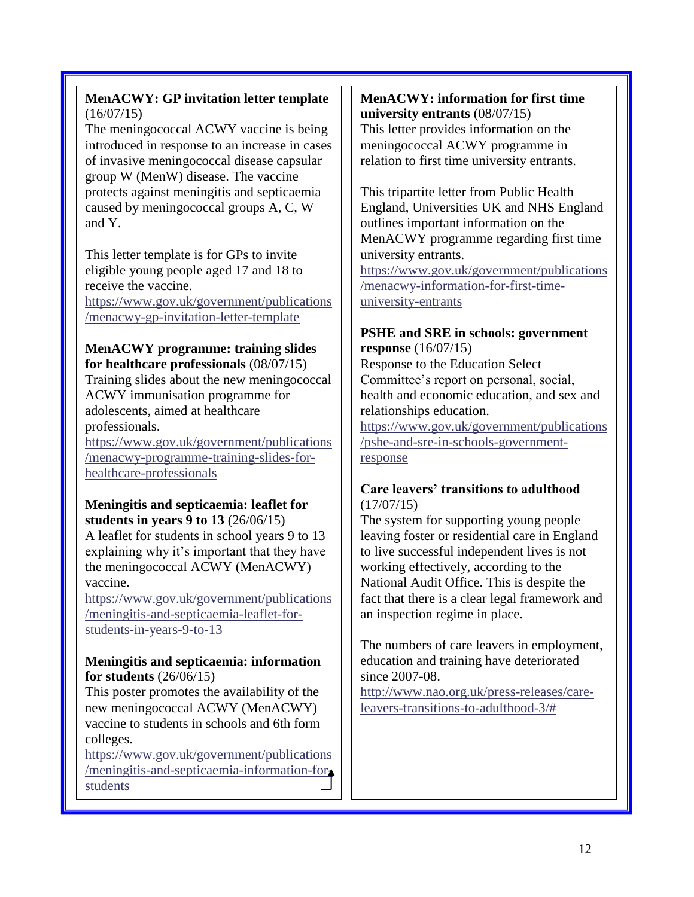**MenACWY: GP invitation letter template** (16/07/15)

The meningococcal ACWY vaccine is being introduced in response to an increase in cases of invasive meningococcal disease capsular group W (MenW) disease. The vaccine protects against meningitis and septicaemia caused by meningococcal groups A, C, W and Y.

This letter template is for GPs to invite eligible young people aged 17 and 18 to receive the vaccine.
https://www.gov.uk/government/publications/menacwy-gp-invitation-letter-template

**MenACWY programme: training slides for healthcare professionals** (08/07/15)

Training slides about the new meningococcal ACWY immunisation programme for adolescents, aimed at healthcare professionals.
https://www.gov.uk/government/publications/menacwy-programme-training-slides-for-healthcare-professionals

**Meningitis and septicaemia: leaflet for students in years 9 to 13** (26/06/15)

A leaflet for students in school years 9 to 13 explaining why it's important that they have the meningococcal ACWY (MenACWY) vaccine.
https://www.gov.uk/government/publications/meningitis-and-septicaemia-leaflet-for-students-in-years-9-to-13

**Meningitis and septicaemia: information for students** (26/06/15)

This poster promotes the availability of the new meningococcal ACWY (MenACWY) vaccine to students in schools and 6th form colleges.
https://www.gov.uk/government/publications/meningitis-and-septicaemia-information-for-students

**MenACWY: information for first time university entrants** (08/07/15)

This letter provides information on the meningococcal ACWY programme in relation to first time university entrants.

This tripartite letter from Public Health England, Universities UK and NHS England outlines important information on the MenACWY programme regarding first time university entrants.
https://www.gov.uk/government/publications/menacwy-information-for-first-time-university-entrants

**PSHE and SRE in schools: government response** (16/07/15)

Response to the Education Select Committee's report on personal, social, health and economic education, and sex and relationships education.
https://www.gov.uk/government/publications/pshe-and-sre-in-schools-government-response

**Care leavers' transitions to adulthood** (17/07/15)

The system for supporting young people leaving foster or residential care in England to live successful independent lives is not working effectively, according to the National Audit Office. This is despite the fact that there is a clear legal framework and an inspection regime in place.

The numbers of care leavers in employment, education and training have deteriorated since 2007-08.
http://www.nao.org.uk/press-releases/care-leavers-transitions-to-adulthood-3/#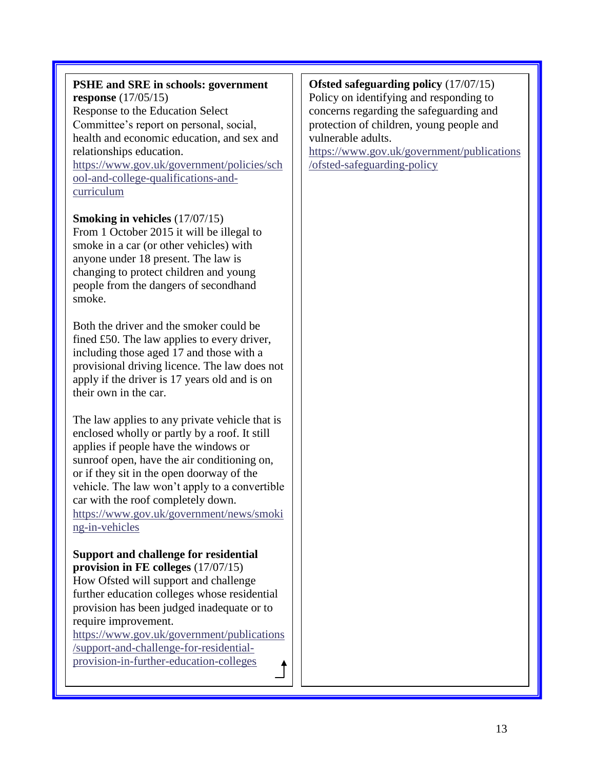**PSHE and SRE in schools: government response** (17/05/15)
Response to the Education Select Committee's report on personal, social, health and economic education, and sex and relationships education.
https://www.gov.uk/government/policies/school-and-college-qualifications-and-curriculum

**Smoking in vehicles** (17/07/15)
From 1 October 2015 it will be illegal to smoke in a car (or other vehicles) with anyone under 18 present. The law is changing to protect children and young people from the dangers of secondhand smoke.

Both the driver and the smoker could be fined £50. The law applies to every driver, including those aged 17 and those with a provisional driving licence. The law does not apply if the driver is 17 years old and is on their own in the car.

The law applies to any private vehicle that is enclosed wholly or partly by a roof. It still applies if people have the windows or sunroof open, have the air conditioning on, or if they sit in the open doorway of the vehicle. The law won't apply to a convertible car with the roof completely down.
https://www.gov.uk/government/news/smoking-in-vehicles

**Support and challenge for residential provision in FE colleges** (17/07/15)
How Ofsted will support and challenge further education colleges whose residential provision has been judged inadequate or to require improvement.
https://www.gov.uk/government/publications/support-and-challenge-for-residential-provision-in-further-education-colleges

**Ofsted safeguarding policy** (17/07/15)
Policy on identifying and responding to concerns regarding the safeguarding and protection of children, young people and vulnerable adults.
https://www.gov.uk/government/publications/ofsted-safeguarding-policy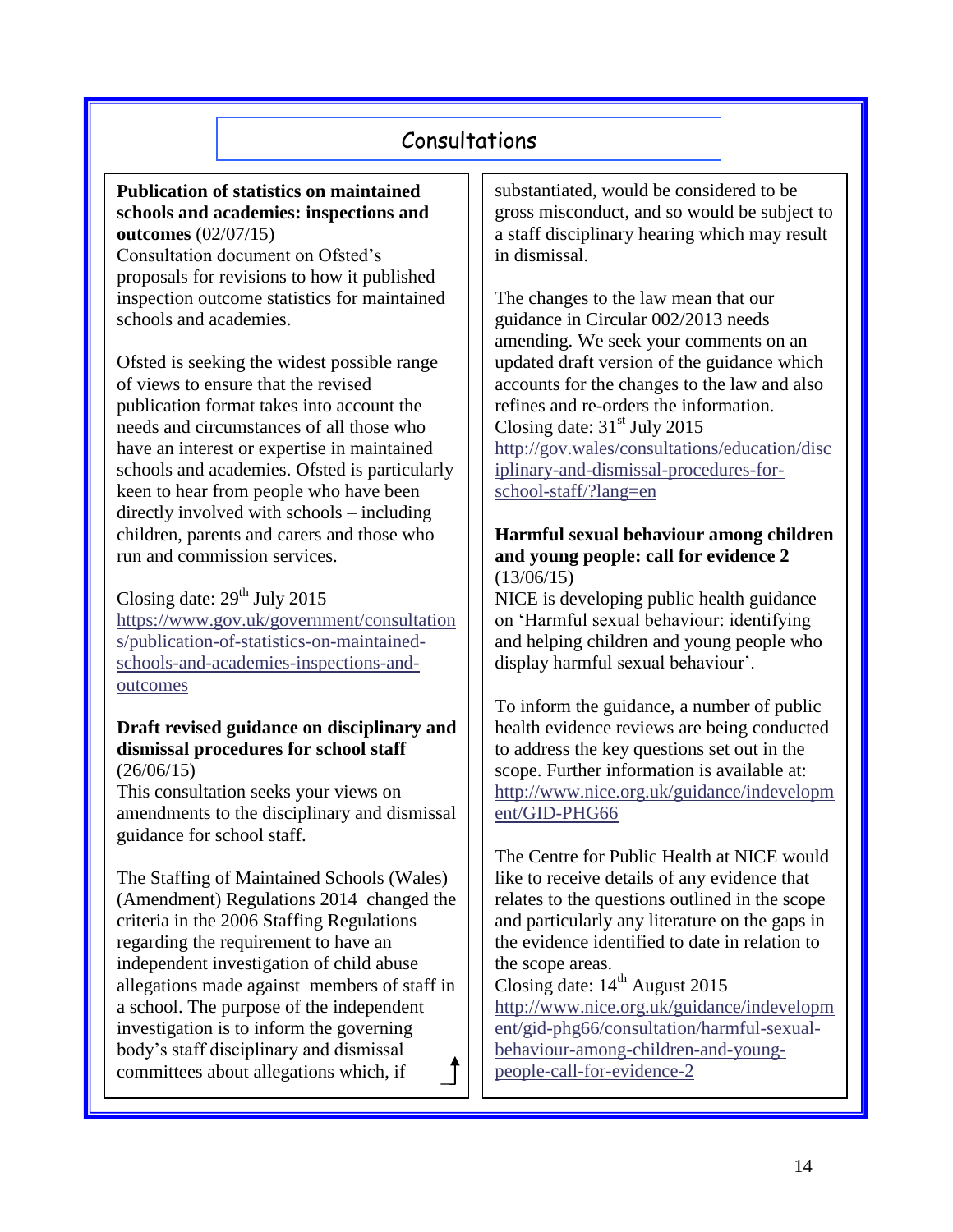## Consultations

**Publication of statistics on maintained schools and academies: inspections and outcomes** (02/07/15)
Consultation document on Ofsted's proposals for revisions to how it published inspection outcome statistics for maintained schools and academies.

Ofsted is seeking the widest possible range of views to ensure that the revised publication format takes into account the needs and circumstances of all those who have an interest or expertise in maintained schools and academies. Ofsted is particularly keen to hear from people who have been directly involved with schools – including children, parents and carers and those who run and commission services.

Closing date: 29th July 2015
https://www.gov.uk/government/consultations/publication-of-statistics-on-maintained-schools-and-academies-inspections-and-outcomes

**Draft revised guidance on disciplinary and dismissal procedures for school staff** (26/06/15)
This consultation seeks your views on amendments to the disciplinary and dismissal guidance for school staff.

The Staffing of Maintained Schools (Wales) (Amendment) Regulations 2014 changed the criteria in the 2006 Staffing Regulations regarding the requirement to have an independent investigation of child abuse allegations made against members of staff in a school. The purpose of the independent investigation is to inform the governing body's staff disciplinary and dismissal committees about allegations which, if substantiated, would be considered to be gross misconduct, and so would be subject to a staff disciplinary hearing which may result in dismissal.

The changes to the law mean that our guidance in Circular 002/2013 needs amending. We seek your comments on an updated draft version of the guidance which accounts for the changes to the law and also refines and re-orders the information.
Closing date: 31st July 2015
http://gov.wales/consultations/education/disciplinary-and-dismissal-procedures-for-school-staff/?lang=en

**Harmful sexual behaviour among children and young people: call for evidence 2** (13/06/15)
NICE is developing public health guidance on 'Harmful sexual behaviour: identifying and helping children and young people who display harmful sexual behaviour'.

To inform the guidance, a number of public health evidence reviews are being conducted to address the key questions set out in the scope. Further information is available at: http://www.nice.org.uk/guidance/indevelopment/GID-PHG66

The Centre for Public Health at NICE would like to receive details of any evidence that relates to the questions outlined in the scope and particularly any literature on the gaps in the evidence identified to date in relation to the scope areas.
Closing date: 14th August 2015
http://www.nice.org.uk/guidance/indevelopment/gid-phg66/consultation/harmful-sexual-behaviour-among-children-and-young-people-call-for-evidence-2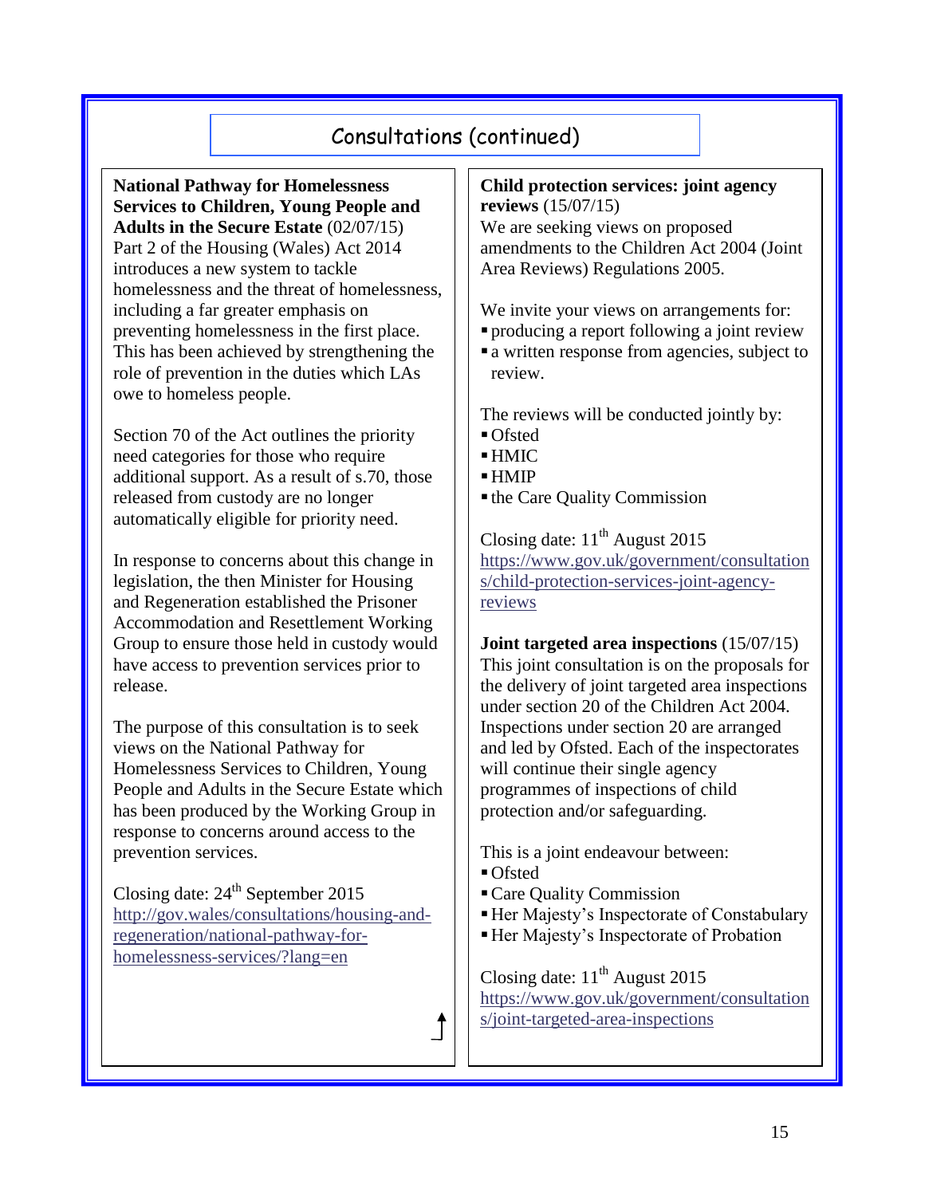## Consultations (continued)

**National Pathway for Homelessness Services to Children, Young People and Adults in the Secure Estate** (02/07/15)
Part 2 of the Housing (Wales) Act 2014 introduces a new system to tackle homelessness and the threat of homelessness, including a far greater emphasis on preventing homelessness in the first place. This has been achieved by strengthening the role of prevention in the duties which LAs owe to homeless people.

Section 70 of the Act outlines the priority need categories for those who require additional support. As a result of s.70, those released from custody are no longer automatically eligible for priority need.

In response to concerns about this change in legislation, the then Minister for Housing and Regeneration established the Prisoner Accommodation and Resettlement Working Group to ensure those held in custody would have access to prevention services prior to release.

The purpose of this consultation is to seek views on the National Pathway for Homelessness Services to Children, Young People and Adults in the Secure Estate which has been produced by the Working Group in response to concerns around access to the prevention services.

Closing date: 24th September 2015
http://gov.wales/consultations/housing-and-regeneration/national-pathway-for-homelessness-services/?lang=en

**Child protection services: joint agency reviews** (15/07/15)
We are seeking views on proposed amendments to the Children Act 2004 (Joint Area Reviews) Regulations 2005.

We invite your views on arrangements for:

- producing a report following a joint review
- a written response from agencies, subject to review.

The reviews will be conducted jointly by:

- Ofsted
- HMIC
- HMIP
- the Care Quality Commission

Closing date: 11th August 2015
https://www.gov.uk/government/consultations/child-protection-services-joint-agency-reviews

**Joint targeted area inspections** (15/07/15)
This joint consultation is on the proposals for the delivery of joint targeted area inspections under section 20 of the Children Act 2004. Inspections under section 20 are arranged and led by Ofsted. Each of the inspectorates will continue their single agency programmes of inspections of child protection and/or safeguarding.

This is a joint endeavour between:

- Ofsted
- Care Quality Commission
- Her Majesty's Inspectorate of Constabulary
- Her Majesty's Inspectorate of Probation

Closing date: 11th August 2015
https://www.gov.uk/government/consultations/joint-targeted-area-inspections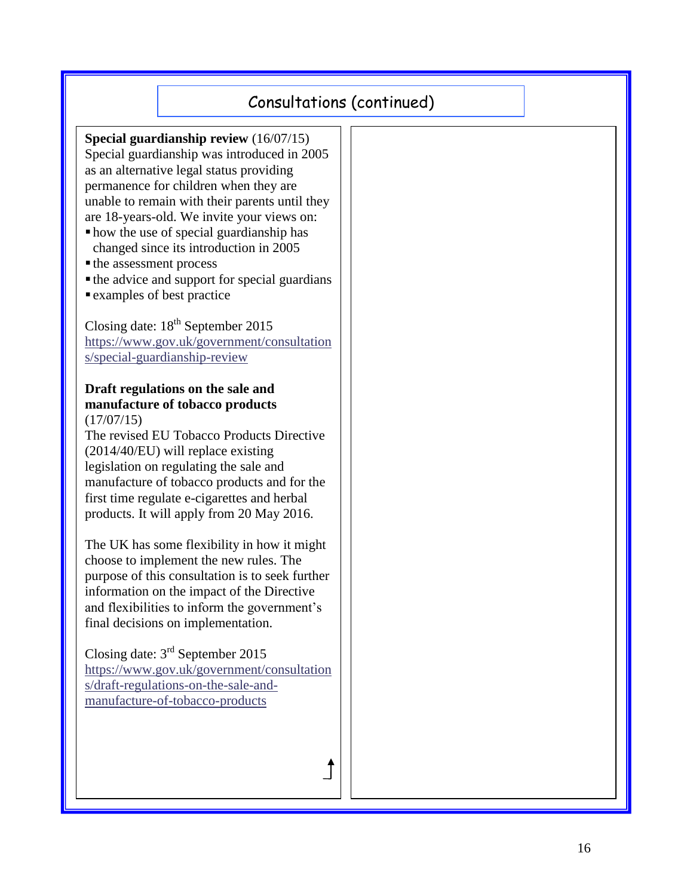## Consultations (continued)

**Special guardianship review** (16/07/15)
Special guardianship was introduced in 2005 as an alternative legal status providing permanence for children when they are unable to remain with their parents until they are 18-years-old. We invite your views on:

- how the use of special guardianship has changed since its introduction in 2005
- the assessment process
- the advice and support for special guardians
- examples of best practice

Closing date: 18th September 2015
https://www.gov.uk/government/consultations/special-guardianship-review

**Draft regulations on the sale and manufacture of tobacco products** (17/07/15)
The revised EU Tobacco Products Directive (2014/40/EU) will replace existing legislation on regulating the sale and manufacture of tobacco products and for the first time regulate e-cigarettes and herbal products. It will apply from 20 May 2016.

The UK has some flexibility in how it might choose to implement the new rules. The purpose of this consultation is to seek further information on the impact of the Directive and flexibilities to inform the government's final decisions on implementation.

Closing date: 3rd September 2015
https://www.gov.uk/government/consultations/draft-regulations-on-the-sale-and-manufacture-of-tobacco-products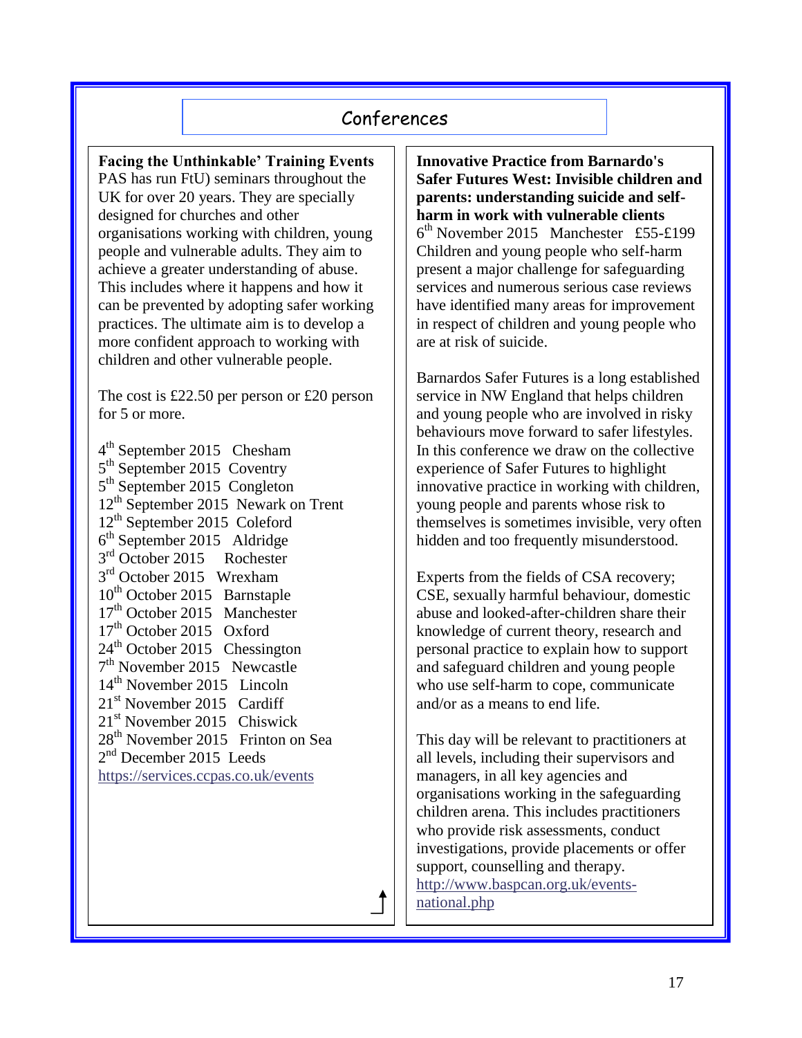# Conferences

**Facing the Unthinkable' Training Events**
PAS has run FtU) seminars throughout the UK for over 20 years. They are specially designed for churches and other organisations working with children, young people and vulnerable adults. They aim to achieve a greater understanding of abuse. This includes where it happens and how it can be prevented by adopting safer working practices. The ultimate aim is to develop a more confident approach to working with children and other vulnerable people.

The cost is £22.50 per person or £20 person for 5 or more.

4th September 2015 Chesham
5th September 2015 Coventry
5th September 2015 Congleton
12th September 2015 Newark on Trent
12th September 2015 Coleford
6th September 2015 Aldridge
3rd October 2015 Rochester
3rd October 2015 Wrexham
10th October 2015 Barnstaple
17th October 2015 Manchester
17th October 2015 Oxford
24th October 2015 Chessington
7th November 2015 Newcastle
14th November 2015 Lincoln
21st November 2015 Cardiff
21st November 2015 Chiswick
28th November 2015 Frinton on Sea
2nd December 2015 Leeds
https://services.ccpas.co.uk/events

**Innovative Practice from Barnardo's Safer Futures West: Invisible children and parents: understanding suicide and self-harm in work with vulnerable clients**
6th November 2015 Manchester £55-£199
Children and young people who self-harm present a major challenge for safeguarding services and numerous serious case reviews have identified many areas for improvement in respect of children and young people who are at risk of suicide.

Barnardos Safer Futures is a long established service in NW England that helps children and young people who are involved in risky behaviours move forward to safer lifestyles. In this conference we draw on the collective experience of Safer Futures to highlight innovative practice in working with children, young people and parents whose risk to themselves is sometimes invisible, very often hidden and too frequently misunderstood.

Experts from the fields of CSA recovery; CSE, sexually harmful behaviour, domestic abuse and looked-after-children share their knowledge of current theory, research and personal practice to explain how to support and safeguard children and young people who use self-harm to cope, communicate and/or as a means to end life.

This day will be relevant to practitioners at all levels, including their supervisors and managers, in all key agencies and organisations working in the safeguarding children arena. This includes practitioners who provide risk assessments, conduct investigations, provide placements or offer support, counselling and therapy.
http://www.baspcan.org.uk/events-national.php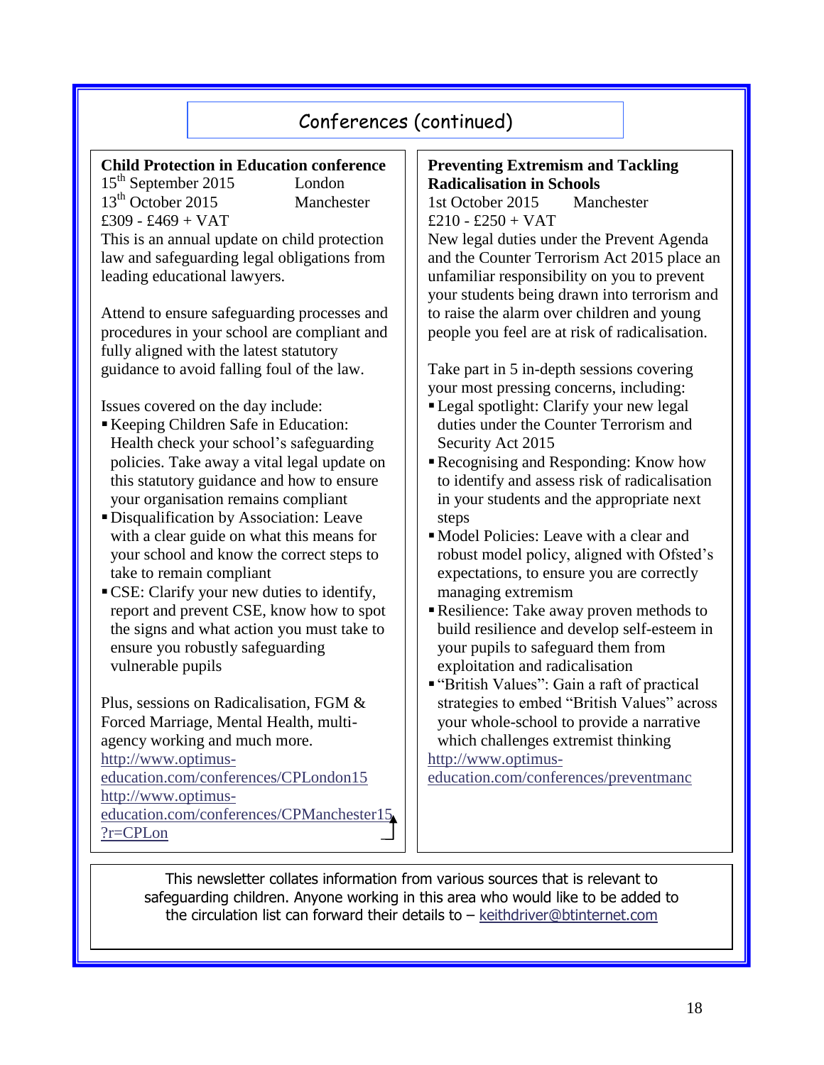## Conferences (continued)

**Child Protection in Education conference**

15th September 2015 London
13th October 2015 Manchester
£309 - £469 + VAT

This is an annual update on child protection law and safeguarding legal obligations from leading educational lawyers.

Attend to ensure safeguarding processes and procedures in your school are compliant and fully aligned with the latest statutory guidance to avoid falling foul of the law.

Issues covered on the day include:

- Keeping Children Safe in Education: Health check your school's safeguarding policies. Take away a vital legal update on this statutory guidance and how to ensure your organisation remains compliant
- Disqualification by Association: Leave with a clear guide on what this means for your school and know the correct steps to take to remain compliant
- CSE: Clarify your new duties to identify, report and prevent CSE, know how to spot the signs and what action you must take to ensure you robustly safeguarding vulnerable pupils

Plus, sessions on Radicalisation, FGM & Forced Marriage, Mental Health, multi-agency working and much more.

http://www.optimus-education.com/conferences/CPLondon15
http://www.optimus-education.com/conferences/CPManchester15?r=CPLon

**Preventing Extremism and Tackling Radicalisation in Schools**

1st October 2015 Manchester
£210 - £250 + VAT

New legal duties under the Prevent Agenda and the Counter Terrorism Act 2015 place an unfamiliar responsibility on you to prevent your students being drawn into terrorism and to raise the alarm over children and young people you feel are at risk of radicalisation.

Take part in 5 in-depth sessions covering your most pressing concerns, including:

- Legal spotlight: Clarify your new legal duties under the Counter Terrorism and Security Act 2015
- Recognising and Responding: Know how to identify and assess risk of radicalisation in your students and the appropriate next steps
- Model Policies: Leave with a clear and robust model policy, aligned with Ofsted's expectations, to ensure you are correctly managing extremism
- Resilience: Take away proven methods to build resilience and develop self-esteem in your pupils to safeguard them from exploitation and radicalisation
- "British Values": Gain a raft of practical strategies to embed "British Values" across your whole-school to provide a narrative which challenges extremist thinking

http://www.optimus-education.com/conferences/preventmanc

This newsletter collates information from various sources that is relevant to safeguarding children. Anyone working in this area who would like to be added to the circulation list can forward their details to – keithdriver@btinternet.com